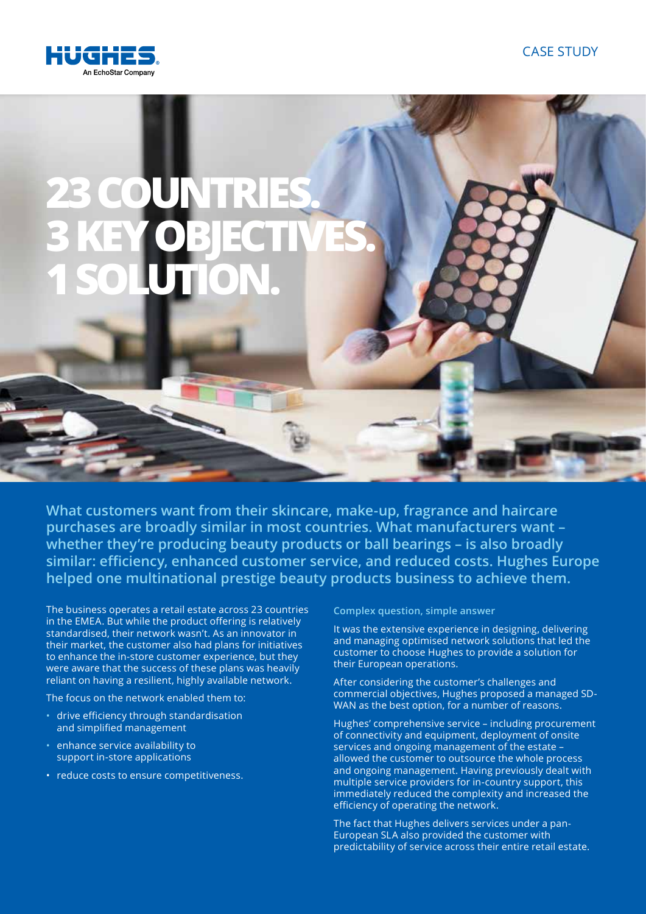CASE STUDY

# 23 COUNTRIES. 3 KEY OBJECTIVES. 1 SOLUTION.

**What customers want from their skincare, make-up, fragrance and haircare purchases are broadly similar in most countries. What manufacturers want – whether they're producing beauty products or ball bearings – is also broadly similar: efficiency, enhanced customer service, and reduced costs. Hughes Europe helped one multinational prestige beauty products business to achieve them.**

The business operates a retail estate across 23 countries in the EMEA. But while the product offering is relatively standardised, their network wasn't. As an innovator in their market, the customer also had plans for initiatives to enhance the in-store customer experience, but they were aware that the success of these plans was heavily reliant on having a resilient, highly available network.

The focus on the network enabled them to:

- drive efficiency through standardisation and simplified management
- enhance service availability to support in-store applications
- reduce costs to ensure competitiveness.

### Complex question, simple answer

It was the extensive experience in designing, delivering and managing optimised network solutions that led the customer to choose Hughes to provide a solution for their European operations.

After considering the customer's challenges and commercial objectives, Hughes proposed a managed SD-WAN as the best option, for a number of reasons.

Hughes' comprehensive service – including procurement of connectivity and equipment, deployment of onsite services and ongoing management of the estate – allowed the customer to outsource the whole process and ongoing management. Having previously dealt with multiple service providers for in-country support, this immediately reduced the complexity and increased the efficiency of operating the network.

The fact that Hughes delivers services under a pan-European SLA also provided the customer with predictability of service across their entire retail estate.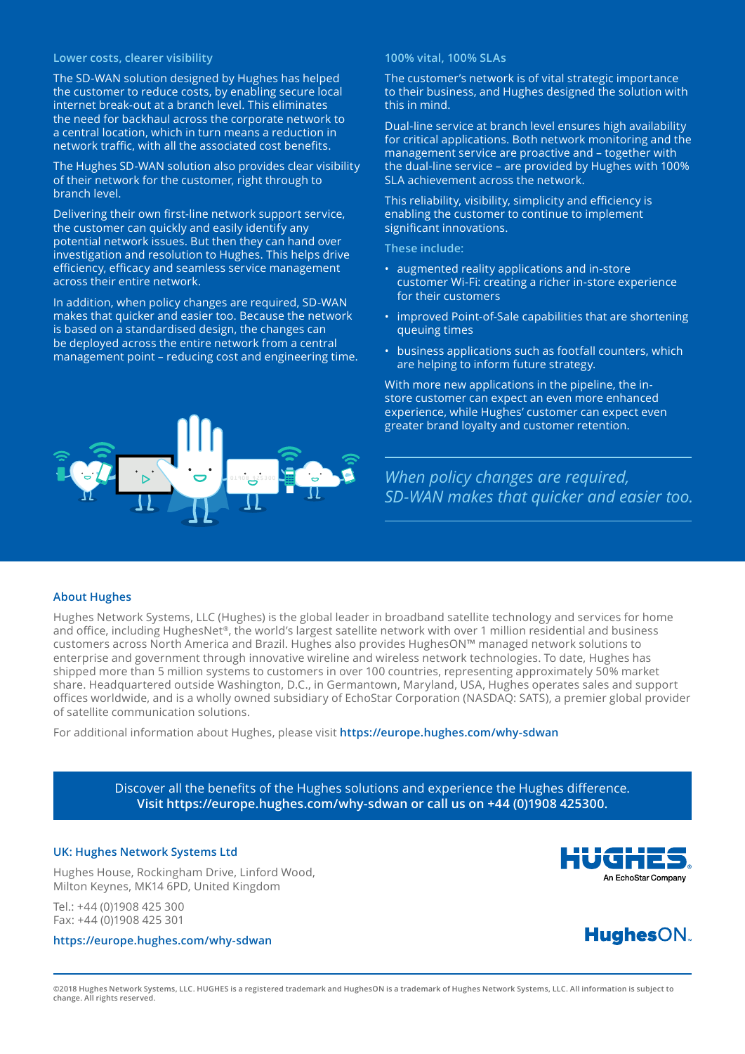### Lower costs, clearer visibility

The SD-WAN solution designed by Hughes has helped the customer to reduce costs, by enabling secure local internet break-out at a branch level. This eliminates the need for backhaul across the corporate network to a central location, which in turn means a reduction in network traffic, with all the associated cost benefits.

The Hughes SD-WAN solution also provides clear visibility of their network for the customer, right through to branch level.

Delivering their own first-line network support service, the customer can quickly and easily identify any potential network issues. But then they can hand over investigation and resolution to Hughes. This helps drive efficiency, efficacy and seamless service management across their entire network.

In addition, when policy changes are required, SD-WAN makes that quicker and easier too. Because the network is based on a standardised design, the changes can be deployed across the entire network from a central management point – reducing cost and engineering time.

### 100% vital, 100% SLAs

The customer's network is of vital strategic importance to their business, and Hughes designed the solution with this in mind.

Dual-line service at branch level ensures high availability for critical applications. Both network monitoring and the management service are proactive and – together with the dual-line service – are provided by Hughes with 100% SLA achievement across the network.

This reliability, visibility, simplicity and efficiency is enabling the customer to continue to implement significant innovations.

These include:

- augmented reality applications and in-store customer Wi-Fi: creating a richer in-store experience for their customers
- improved Point-of-Sale capabilities that are shortening queuing times
- business applications such as footfall counters, which are helping to inform future strategy.

With more new applications in the pipeline, the in-store customer can expect an even more enhanced experience, while Hughes' customer can expect even greater brand loyalty and customer retention.

*When policy changes are required, SD-WAN makes that quicker and easier too.*

### About Hughes

Hughes Network Systems, LLC (Hughes) is the global leader in broadband satellite technology and services for home and office, including HughesNet®, the world's largest satellite network with over 1 million residential and business customers across North America and Brazil. Hughes also provides HughesON™ managed network solutions to enterprise and government through innovative wireline and wireless network technologies. To date, Hughes has shipped more than 5 million systems to customers in over 100 countries, representing approximately 50% market share. Headquartered outside Washington, D.C., in Germantown, Maryland, USA, Hughes operates sales and support offices worldwide, and is a wholly owned subsidiary of EchoStar Corporation (NASDAQ: SATS), a premier global provider of satellite communication solutions.

For additional information about Hughes, please visit **https://europe.hughes.com/why-sdwan**

Discover all the benefits of the Hughes solutions and experience the Hughes difference.
**Visit https://europe.hughes.com/why-sdwan or call us on +44 (0)1908 425300.**

**UK: Hughes Network Systems Ltd**

Hughes House, Rockingham Drive, Linford Wood,
Milton Keynes, MK14 6PD, United Kingdom

Tel.: +44 (0)1908 425 300
Fax: +44 (0)1908 425 301

**https://europe.hughes.com/why-sdwan**

HUGHES® An EchoStar Company

HughesON.

©2018 Hughes Network Systems, LLC. HUGHES is a registered trademark and HughesON is a trademark of Hughes Network Systems, LLC. All information is subject to change. All rights reserved.